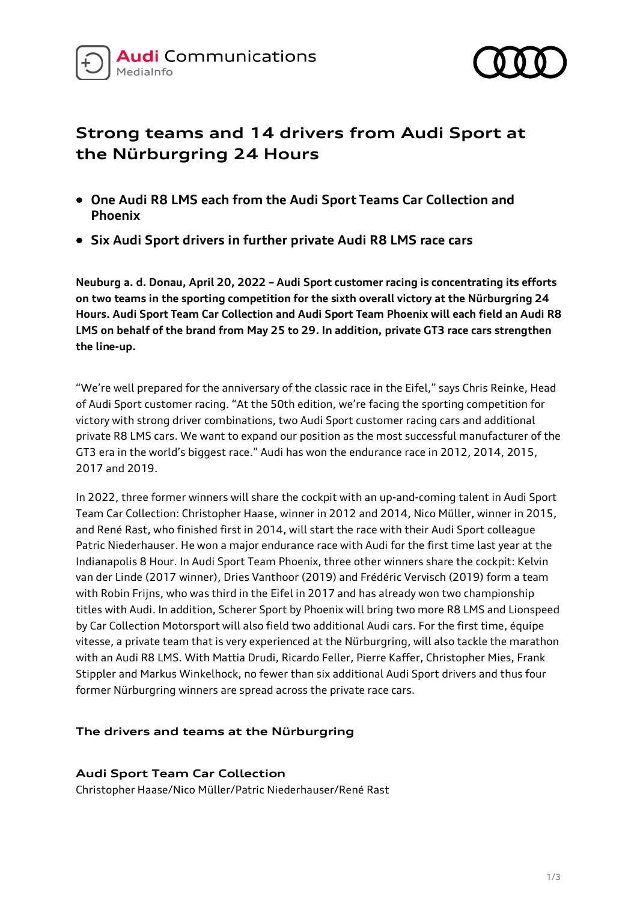# Strong teams and 14 drivers from Audi Sport at the Nürburgring 24 Hours

- **One Audi R8 LMS each from the Audi Sport Teams Car Collection and Phoenix**
- **Six Audi Sport drivers in further private Audi R8 LMS race cars**

**Neuburg a. d. Donau, April 20, 2022 – Audi Sport customer racing is concentrating its efforts on two teams in the sporting competition for the sixth overall victory at the Nürburgring 24 Hours. Audi Sport Team Car Collection and Audi Sport Team Phoenix will each field an Audi R8 LMS on behalf of the brand from May 25 to 29. In addition, private GT3 race cars strengthen the line-up.**

"We're well prepared for the anniversary of the classic race in the Eifel," says Chris Reinke, Head of Audi Sport customer racing. "At the 50th edition, we're facing the sporting competition for victory with strong driver combinations, two Audi Sport customer racing cars and additional private R8 LMS cars. We want to expand our position as the most successful manufacturer of the GT3 era in the world's biggest race." Audi has won the endurance race in 2012, 2014, 2015, 2017 and 2019.

In 2022, three former winners will share the cockpit with an up-and-coming talent in Audi Sport Team Car Collection: Christopher Haase, winner in 2012 and 2014, Nico Müller, winner in 2015, and René Rast, who finished first in 2014, will start the race with their Audi Sport colleague Patric Niederhauser. He won a major endurance race with Audi for the first time last year at the Indianapolis 8 Hour. In Audi Sport Team Phoenix, three other winners share the cockpit: Kelvin van der Linde (2017 winner), Dries Vanthoor (2019) and Frédéric Vervisch (2019) form a team with Robin Frijns, who was third in the Eifel in 2017 and has already won two championship titles with Audi. In addition, Scherer Sport by Phoenix will bring two more R8 LMS and Lionspeed by Car Collection Motorsport will also field two additional Audi cars. For the first time, équipe vitesse, a private team that is very experienced at the Nürburgring, will also tackle the marathon with an Audi R8 LMS. With Mattia Drudi, Ricardo Feller, Pierre Kaffer, Christopher Mies, Frank Stippler and Markus Winkelhock, no fewer than six additional Audi Sport drivers and thus four former Nürburgring winners are spread across the private race cars.

## The drivers and teams at the Nürburgring

### Audi Sport Team Car Collection

Christopher Haase/Nico Müller/Patric Niederhauser/René Rast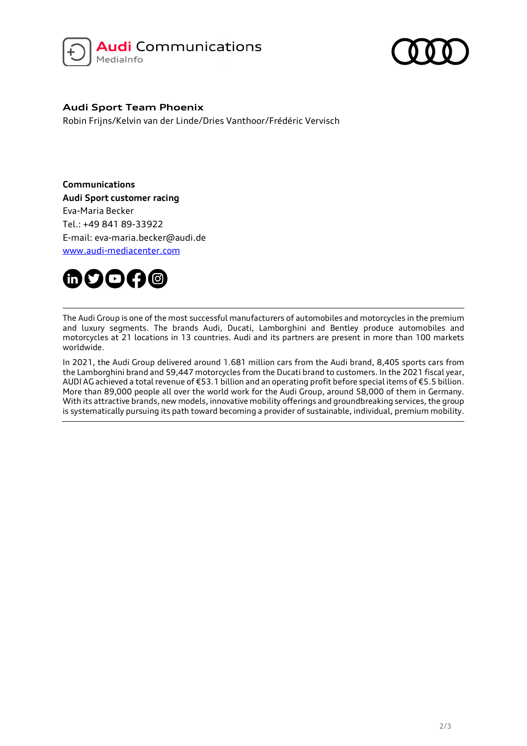**Audi Sport Team Phoenix**

Robin Frijns/Kelvin van der Linde/Dries Vanthoor/Frédéric Vervisch

**Communications**
**Audi Sport customer racing**
Eva-Maria Becker
Tel.: +49 841 89-33922
E-mail: eva-maria.becker@audi.de
[www.audi-mediacenter.com](http://www.audi-mediacenter.com)

---

The Audi Group is one of the most successful manufacturers of automobiles and motorcycles in the premium and luxury segments. The brands Audi, Ducati, Lamborghini and Bentley produce automobiles and motorcycles at 21 locations in 13 countries. Audi and its partners are present in more than 100 markets worldwide.

In 2021, the Audi Group delivered around 1.681 million cars from the Audi brand, 8,405 sports cars from the Lamborghini brand and 59,447 motorcycles from the Ducati brand to customers. In the 2021 fiscal year, AUDI AG achieved a total revenue of €53.1 billion and an operating profit before special items of €5.5 billion. More than 89,000 people all over the world work for the Audi Group, around 58,000 of them in Germany. With its attractive brands, new models, innovative mobility offerings and groundbreaking services, the group is systematically pursuing its path toward becoming a provider of sustainable, individual, premium mobility.

---